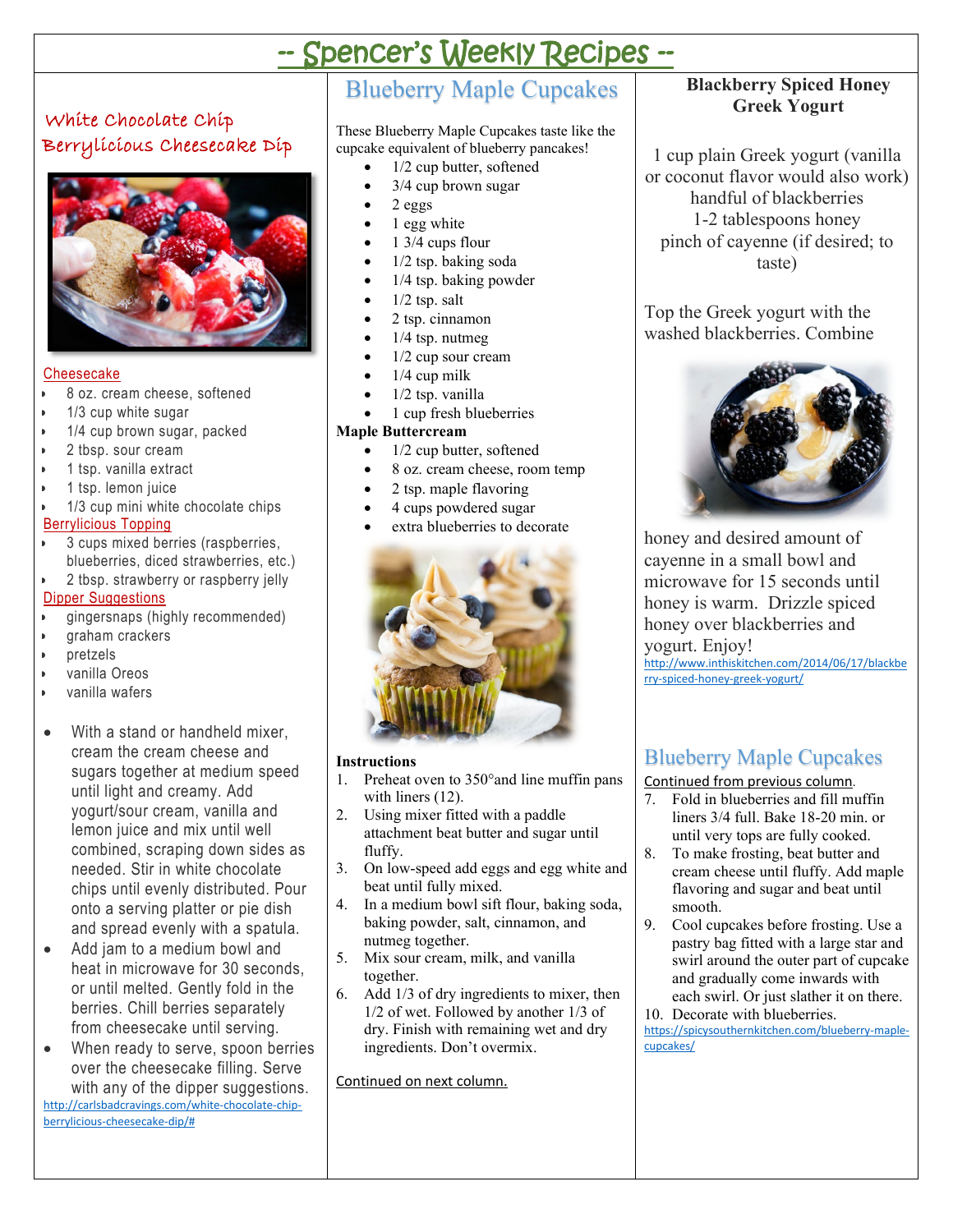# -- Spencer's Weekly Recipes --

## White Chocolate Chip Berrylicious Cheesecake Dip

**Cheesecake**

- 8 oz. cream cheese, softened
- 1/3 cup white sugar
- 1/4 cup brown sugar, packed
- 2 tbsp. sour cream
- 1 tsp. vanilla extract
- 1 tsp. lemon juice
- 1/3 cup mini white chocolate chips

**Berrylicious Topping**

- 3 cups mixed berries (raspberries, blueberries, diced strawberries, etc.)
- 2 tbsp. strawberry or raspberry jelly

**Dipper Suggestions**

- gingersnaps (highly recommended)
- graham crackers
- pretzels
- vanilla Oreos
- vanilla wafers

- With a stand or handheld mixer, cream the cream cheese and sugars together at medium speed until light and creamy. Add yogurt/sour cream, vanilla and lemon juice and mix until well combined, scraping down sides as needed. Stir in white chocolate chips until evenly distributed. Pour onto a serving platter or pie dish and spread evenly with a spatula.
- Add jam to a medium bowl and heat in microwave for 30 seconds, or until melted. Gently fold in the berries. Chill berries separately from cheesecake until serving.
- When ready to serve, spoon berries over the cheesecake filling. Serve with any of the dipper suggestions.

http://carlsbadcravings.com/white-chocolate-chip-berrylicious-cheesecake-dip/#

## Blueberry Maple Cupcakes

These Blueberry Maple Cupcakes taste like the cupcake equivalent of blueberry pancakes!

- 1/2 cup butter, softened
- 3/4 cup brown sugar
- 2 eggs
- 1 egg white
- 1 3/4 cups flour
- 1/2 tsp. baking soda
- 1/4 tsp. baking powder
- 1/2 tsp. salt
- 2 tsp. cinnamon
- 1/4 tsp. nutmeg
- 1/2 cup sour cream
- 1/4 cup milk
- 1/2 tsp. vanilla
- 1 cup fresh blueberries

**Maple Buttercream**

- 1/2 cup butter, softened
- 8 oz. cream cheese, room temp
- 2 tsp. maple flavoring
- 4 cups powdered sugar
- extra blueberries to decorate

**Instructions**

1. Preheat oven to 350°and line muffin pans with liners (12).
2. Using mixer fitted with a paddle attachment beat butter and sugar until fluffy.
3. On low-speed add eggs and egg white and beat until fully mixed.
4. In a medium bowl sift flour, baking soda, baking powder, salt, cinnamon, and nutmeg together.
5. Mix sour cream, milk, and vanilla together.
6. Add 1/3 of dry ingredients to mixer, then 1/2 of wet. Followed by another 1/3 of dry. Finish with remaining wet and dry ingredients. Don't overmix.

Continued on next column.

## Blackberry Spiced Honey Greek Yogurt

1 cup plain Greek yogurt (vanilla or coconut flavor would also work)
handful of blackberries
1-2 tablespoons honey
pinch of cayenne (if desired; to taste)

Top the Greek yogurt with the washed blackberries. Combine honey and desired amount of cayenne in a small bowl and microwave for 15 seconds until honey is warm. Drizzle spiced honey over blackberries and yogurt. Enjoy!

http://www.inthiskitchen.com/2014/06/17/blackberry-spiced-honey-greek-yogurt/

## Blueberry Maple Cupcakes

Continued from previous column.

7. Fold in blueberries and fill muffin liners 3/4 full. Bake 18-20 min. or until very tops are fully cooked.
8. To make frosting, beat butter and cream cheese until fluffy. Add maple flavoring and sugar and beat until smooth.
9. Cool cupcakes before frosting. Use a pastry bag fitted with a large star and swirl around the outer part of cupcake and gradually come inwards with each swirl. Or just slather it on there.
10. Decorate with blueberries.

https://spicysouthernkitchen.com/blueberry-maple-cupcakes/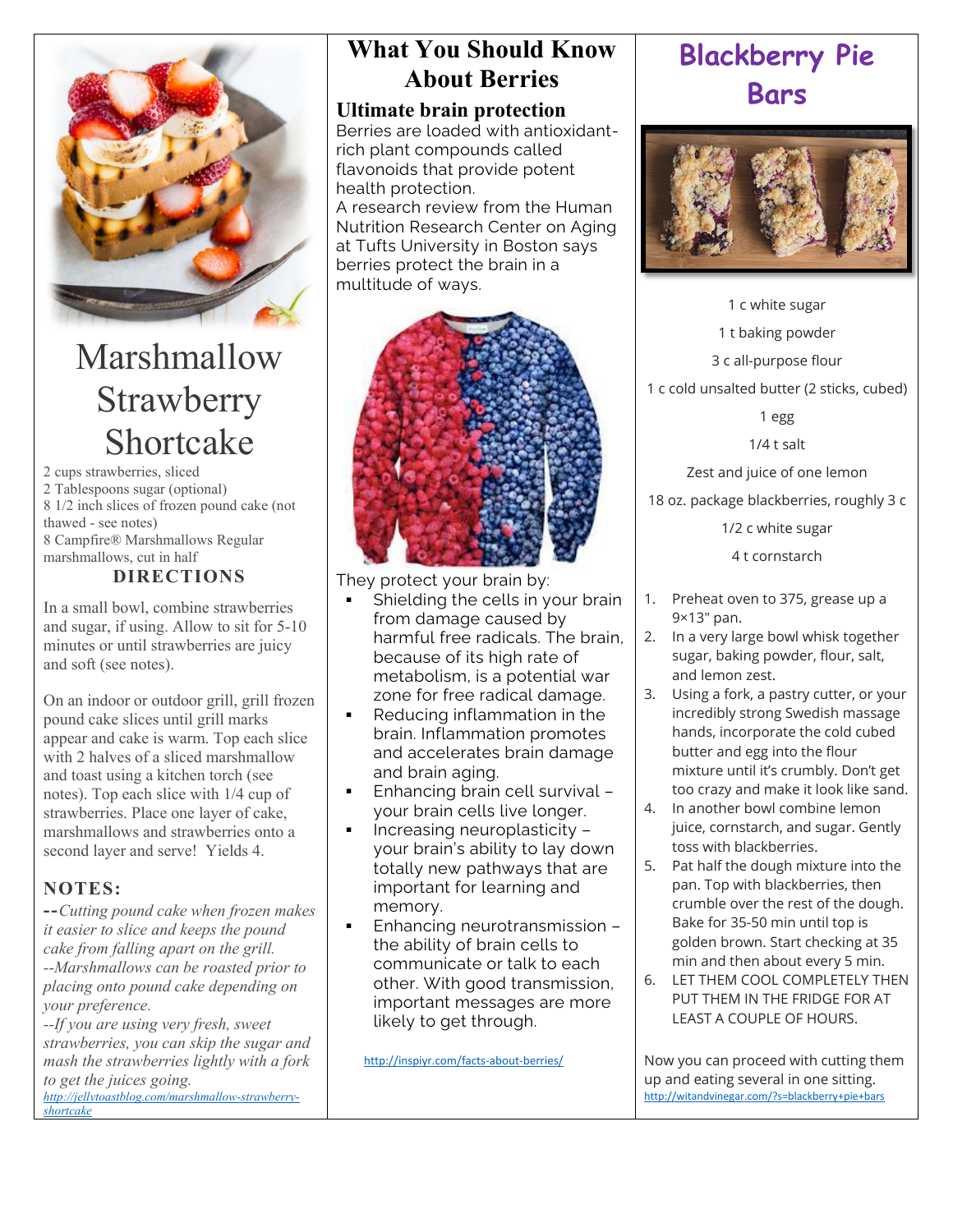# Marshmallow Strawberry Shortcake

2 cups strawberries, sliced
2 Tablespoons sugar (optional)
8 1/2 inch slices of frozen pound cake (not thawed - see notes)
8 Campfire® Marshmallows Regular marshmallows, cut in half

## DIRECTIONS

In a small bowl, combine strawberries and sugar, if using. Allow to sit for 5-10 minutes or until strawberries are juicy and soft (see notes).

On an indoor or outdoor grill, grill frozen pound cake slices until grill marks appear and cake is warm. Top each slice with 2 halves of a sliced marshmallow and toast using a kitchen torch (see notes). Top each slice with 1/4 cup of strawberries. Place one layer of cake, marshmallows and strawberries onto a second layer and serve! Yields 4.

## NOTES:

--*Cutting pound cake when frozen makes it easier to slice and keeps the pound cake from falling apart on the grill.*
*--Marshmallows can be roasted prior to placing onto pound cake depending on your preference.*
*--If you are using very fresh, sweet strawberries, you can skip the sugar and mash the strawberries lightly with a fork to get the juices going.*

http://jellytoastblog.com/marshmallow-strawberry-shortcake

# What You Should Know About Berries

## Ultimate brain protection

Berries are loaded with antioxidant-rich plant compounds called flavonoids that provide potent health protection.
A research review from the Human Nutrition Research Center on Aging at Tufts University in Boston says berries protect the brain in a multitude of ways.

They protect your brain by:

- Shielding the cells in your brain from damage caused by harmful free radicals. The brain, because of its high rate of metabolism, is a potential war zone for free radical damage.
- Reducing inflammation in the brain. Inflammation promotes and accelerates brain damage and brain aging.
- Enhancing brain cell survival – your brain cells live longer.
- Increasing neuroplasticity – your brain's ability to lay down totally new pathways that are important for learning and memory.
- Enhancing neurotransmission – the ability of brain cells to communicate or talk to each other. With good transmission, important messages are more likely to get through.

http://inspiyr.com/facts-about-berries/

# Blackberry Pie Bars

1 c white sugar
1 t baking powder
3 c all-purpose flour
1 c cold unsalted butter (2 sticks, cubed)
1 egg
1/4 t salt
Zest and juice of one lemon
18 oz. package blackberries, roughly 3 c
1/2 c white sugar
4 t cornstarch

1. Preheat oven to 375, grease up a 9×13" pan.
2. In a very large bowl whisk together sugar, baking powder, flour, salt, and lemon zest.
3. Using a fork, a pastry cutter, or your incredibly strong Swedish massage hands, incorporate the cold cubed butter and egg into the flour mixture until it's crumbly. Don't get too crazy and make it look like sand.
4. In another bowl combine lemon juice, cornstarch, and sugar. Gently toss with blackberries.
5. Pat half the dough mixture into the pan. Top with blackberries, then crumble over the rest of the dough. Bake for 35-50 min until top is golden brown. Start checking at 35 min and then about every 5 min.
6. LET THEM COOL COMPLETELY THEN PUT THEM IN THE FRIDGE FOR AT LEAST A COUPLE OF HOURS.

Now you can proceed with cutting them up and eating several in one sitting.
http://witandvinegar.com/?s=blackberry+pie+bars